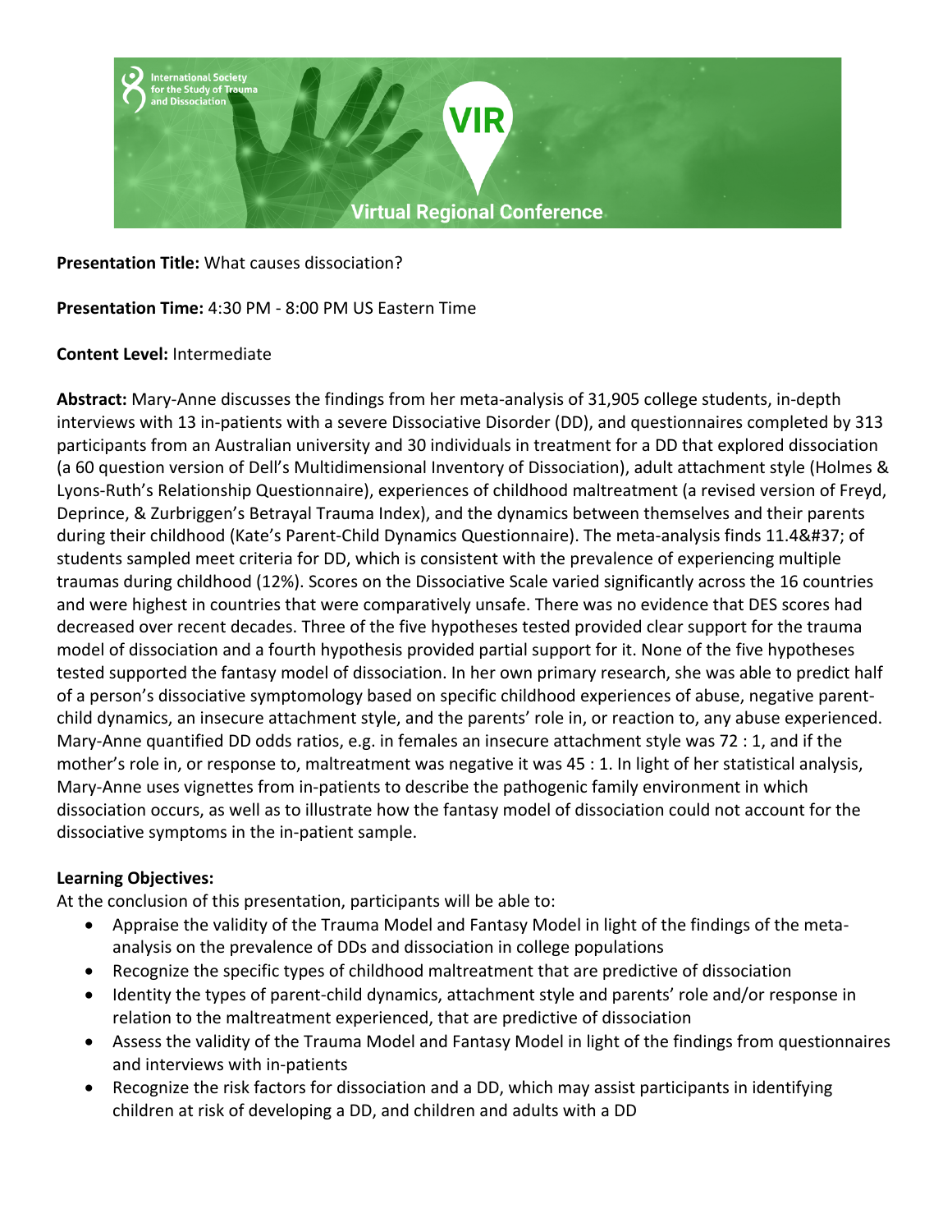**Presentation Title:** What causes dissociation?

**Presentation Time:** 4:30 PM - 8:00 PM US Eastern Time

**Content Level:** Intermediate

**Abstract:** Mary-Anne discusses the findings from her meta-analysis of 31,905 college students, in-depth interviews with 13 in-patients with a severe Dissociative Disorder (DD), and questionnaires completed by 313 participants from an Australian university and 30 individuals in treatment for a DD that explored dissociation (a 60 question version of Dell's Multidimensional Inventory of Dissociation), adult attachment style (Holmes & Lyons-Ruth's Relationship Questionnaire), experiences of childhood maltreatment (a revised version of Freyd, Deprince, & Zurbriggen's Betrayal Trauma Index), and the dynamics between themselves and their parents during their childhood (Kate's Parent-Child Dynamics Questionnaire). The meta-analysis finds 11.4&#37; of students sampled meet criteria for DD, which is consistent with the prevalence of experiencing multiple traumas during childhood (12%). Scores on the Dissociative Scale varied significantly across the 16 countries and were highest in countries that were comparatively unsafe. There was no evidence that DES scores had decreased over recent decades. Three of the five hypotheses tested provided clear support for the trauma model of dissociation and a fourth hypothesis provided partial support for it. None of the five hypotheses tested supported the fantasy model of dissociation. In her own primary research, she was able to predict half of a person's dissociative symptomatology based on specific childhood experiences of abuse, negative parent-child dynamics, an insecure attachment style, and the parents' role in, or reaction to, any abuse experienced. Mary-Anne quantified DD odds ratios, e.g. in females an insecure attachment style was 72 : 1, and if the mother's role in, or response to, maltreatment was negative it was 45 : 1. In light of her statistical analysis, Mary-Anne uses vignettes from in-patients to describe the pathogenic family environment in which dissociation occurs, as well as to illustrate how the fantasy model of dissociation could not account for the dissociative symptoms in the in-patient sample.

**Learning Objectives:**

At the conclusion of this presentation, participants will be able to:

- Appraise the validity of the Trauma Model and Fantasy Model in light of the findings of the meta-analysis on the prevalence of DDs and dissociation in college populations
- Recognize the specific types of childhood maltreatment that are predictive of dissociation
- Identity the types of parent-child dynamics, attachment style and parents' role and/or response in relation to the maltreatment experienced, that are predictive of dissociation
- Assess the validity of the Trauma Model and Fantasy Model in light of the findings from questionnaires and interviews with in-patients
- Recognize the risk factors for dissociation and a DD, which may assist participants in identifying children at risk of developing a DD, and children and adults with a DD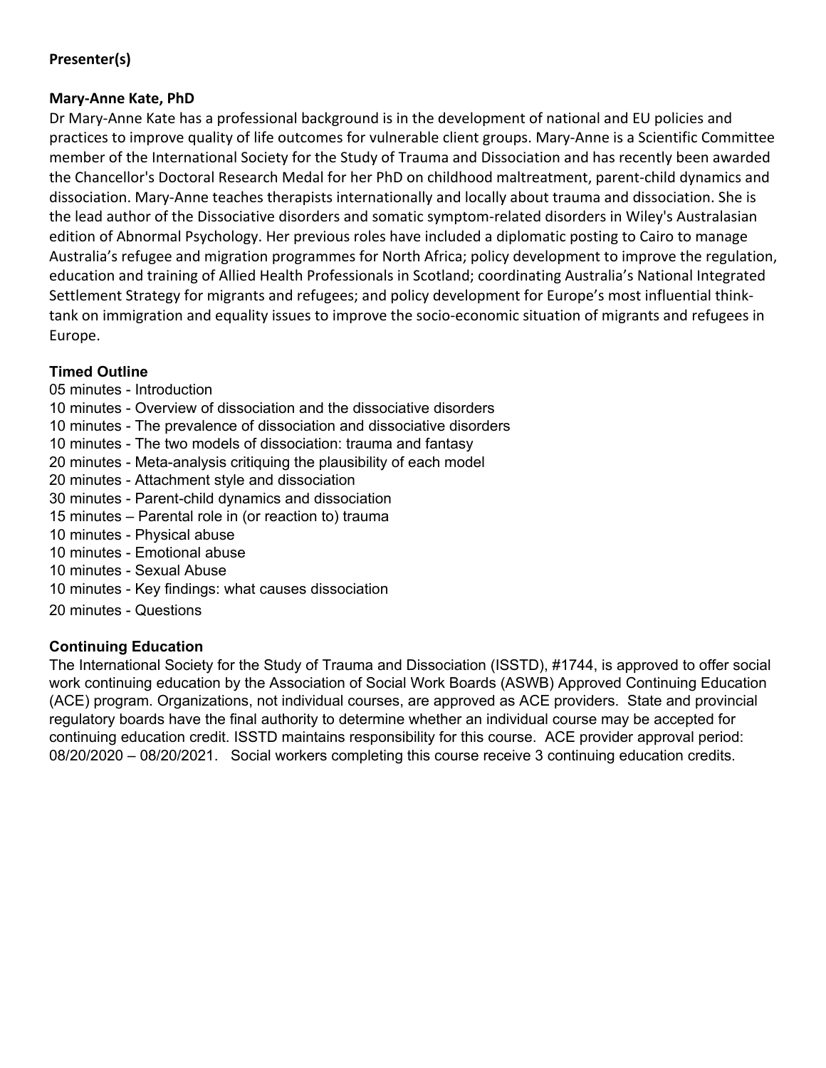**Presenter(s)**

**Mary-Anne Kate, PhD**

Dr Mary-Anne Kate has a professional background is in the development of national and EU policies and practices to improve quality of life outcomes for vulnerable client groups. Mary-Anne is a Scientific Committee member of the International Society for the Study of Trauma and Dissociation and has recently been awarded the Chancellor's Doctoral Research Medal for her PhD on childhood maltreatment, parent-child dynamics and dissociation. Mary-Anne teaches therapists internationally and locally about trauma and dissociation. She is the lead author of the Dissociative disorders and somatic symptom-related disorders in Wiley's Australasian edition of Abnormal Psychology. Her previous roles have included a diplomatic posting to Cairo to manage Australia's refugee and migration programmes for North Africa; policy development to improve the regulation, education and training of Allied Health Professionals in Scotland; coordinating Australia's National Integrated Settlement Strategy for migrants and refugees; and policy development for Europe's most influential think-tank on immigration and equality issues to improve the socio-economic situation of migrants and refugees in Europe.

**Timed Outline**

05 minutes - Introduction
10 minutes - Overview of dissociation and the dissociative disorders
10 minutes - The prevalence of dissociation and dissociative disorders
10 minutes - The two models of dissociation: trauma and fantasy
20 minutes - Meta-analysis critiquing the plausibility of each model
20 minutes - Attachment style and dissociation
30 minutes - Parent-child dynamics and dissociation
15 minutes – Parental role in (or reaction to) trauma
10 minutes - Physical abuse
10 minutes - Emotional abuse
10 minutes - Sexual Abuse
10 minutes - Key findings: what causes dissociation
20 minutes - Questions

**Continuing Education**

The International Society for the Study of Trauma and Dissociation (ISSTD), #1744, is approved to offer social work continuing education by the Association of Social Work Boards (ASWB) Approved Continuing Education (ACE) program. Organizations, not individual courses, are approved as ACE providers. State and provincial regulatory boards have the final authority to determine whether an individual course may be accepted for continuing education credit. ISSTD maintains responsibility for this course. ACE provider approval period: 08/20/2020 – 08/20/2021. Social workers completing this course receive 3 continuing education credits.